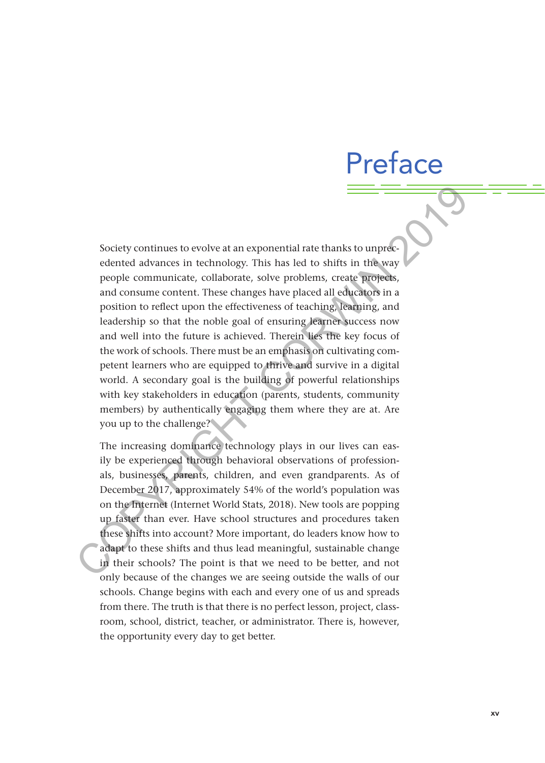# Preface

Society continues to evolve at an exponential rate thanks to unprecedented advances in technology. This has led to shifts in the way people communicate, collaborate, solve problems, create projects, and consume content. These changes have placed all educators in a position to reflect upon the effectiveness of teaching, learning, and leadership so that the noble goal of ensuring learner success now and well into the future is achieved. Therein lies the key focus of the work of schools. There must be an emphasis on cultivating competent learners who are equipped to thrive and survive in a digital world. A secondary goal is the building of powerful relationships with key stakeholders in education (parents, students, community members) by authentically engaging them where they are at. Are you up to the challenge?

The increasing dominance technology plays in our lives can easily be experienced through behavioral observations of professionals, businesses, parents, children, and even grandparents. As of December 2017, approximately 54% of the world's population was on the Internet (Internet World Stats, 2018). New tools are popping up faster than ever. Have school structures and procedures taken these shifts into account? More important, do leaders know how to adapt to these shifts and thus lead meaningful, sustainable change in their schools? The point is that we need to be better, and not only because of the changes we are seeing outside the walls of our schools. Change begins with each and every one of us and spreads from there. The truth is that there is no perfect lesson, project, classroom, school, district, teacher, or administrator. There is, however, the opportunity every day to get better.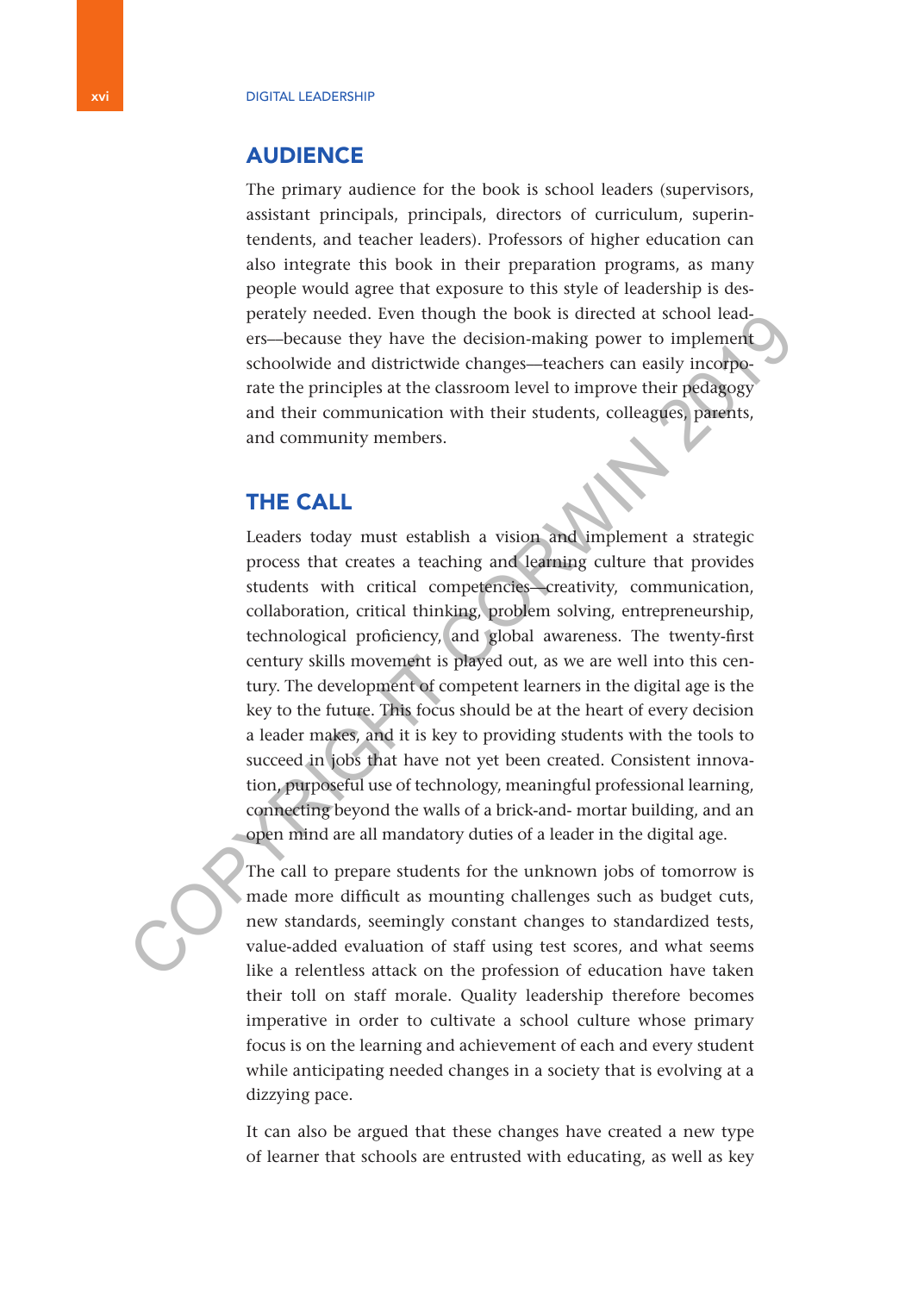## AUDIENCE

The primary audience for the book is school leaders (supervisors, assistant principals, principals, directors of curriculum, superintendents, and teacher leaders). Professors of higher education can also integrate this book in their preparation programs, as many people would agree that exposure to this style of leadership is desperately needed. Even though the book is directed at school leaders—because they have the decision-making power to implement schoolwide and districtwide changes—teachers can easily incorporate the principles at the classroom level to improve their pedagogy and their communication with their students, colleagues, parents, and community members.

## THE CALL

Leaders today must establish a vision and implement a strategic process that creates a teaching and learning culture that provides students with critical competencies—creativity, communication, collaboration, critical thinking, problem solving, entrepreneurship, technological proficiency, and global awareness. The twenty-first century skills movement is played out, as we are well into this century. The development of competent learners in the digital age is the key to the future. This focus should be at the heart of every decision a leader makes, and it is key to providing students with the tools to succeed in jobs that have not yet been created. Consistent innovation, purposeful use of technology, meaningful professional learning, connecting beyond the walls of a brick-and- mortar building, and an open mind are all mandatory duties of a leader in the digital age.

The call to prepare students for the unknown jobs of tomorrow is made more difficult as mounting challenges such as budget cuts, new standards, seemingly constant changes to standardized tests, value-added evaluation of staff using test scores, and what seems like a relentless attack on the profession of education have taken their toll on staff morale. Quality leadership therefore becomes imperative in order to cultivate a school culture whose primary focus is on the learning and achievement of each and every student while anticipating needed changes in a society that is evolving at a dizzying pace.

It can also be argued that these changes have created a new type of learner that schools are entrusted with educating, as well as key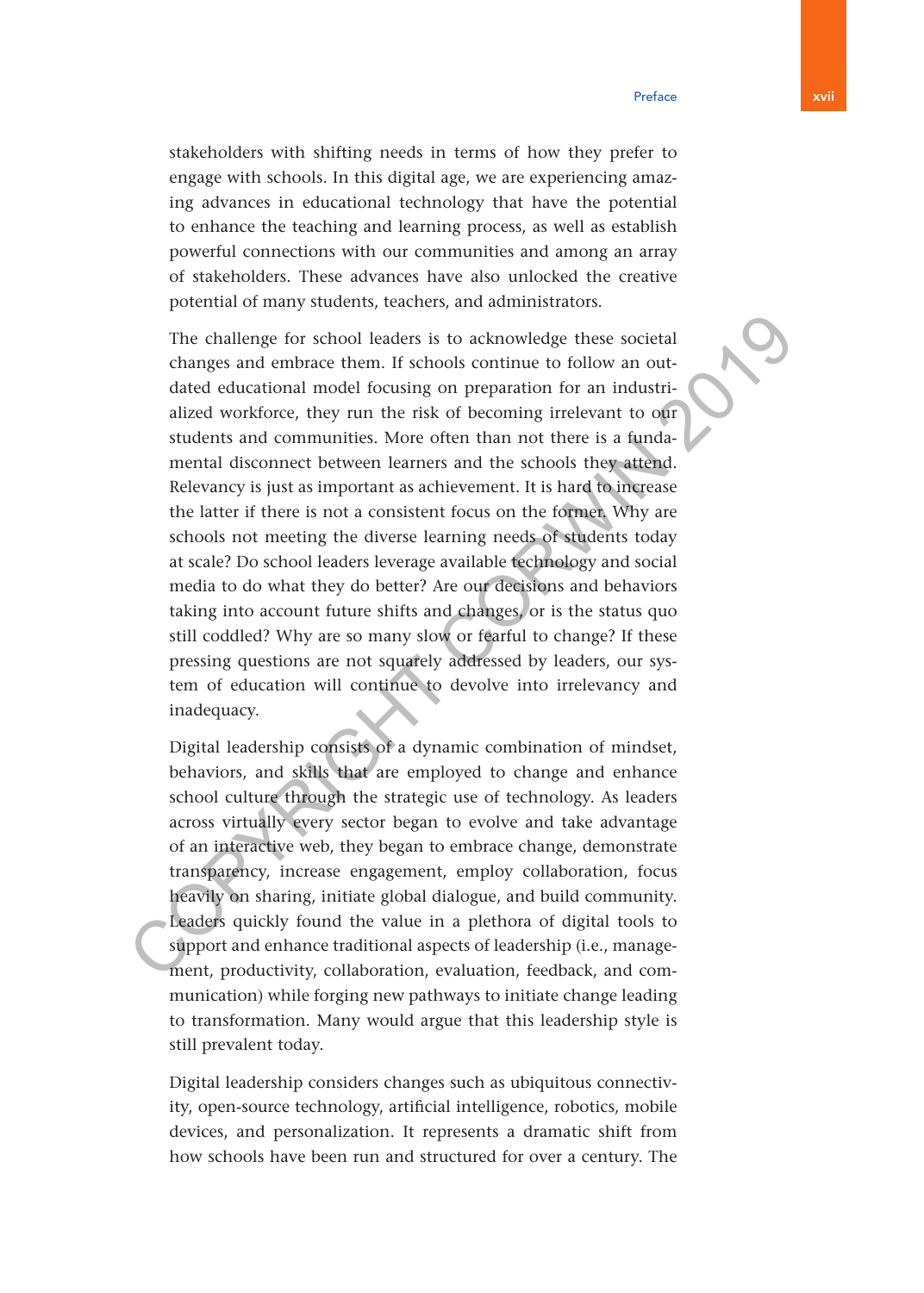stakeholders with shifting needs in terms of how they prefer to engage with schools. In this digital age, we are experiencing amazing advances in educational technology that have the potential to enhance the teaching and learning process, as well as establish powerful connections with our communities and among an array of stakeholders. These advances have also unlocked the creative potential of many students, teachers, and administrators.

The challenge for school leaders is to acknowledge these societal changes and embrace them. If schools continue to follow an outdated educational model focusing on preparation for an industrialized workforce, they run the risk of becoming irrelevant to our students and communities. More often than not there is a fundamental disconnect between learners and the schools they attend. Relevancy is just as important as achievement. It is hard to increase the latter if there is not a consistent focus on the former. Why are schools not meeting the diverse learning needs of students today at scale? Do school leaders leverage available technology and social media to do what they do better? Are our decisions and behaviors taking into account future shifts and changes, or is the status quo still coddled? Why are so many slow or fearful to change? If these pressing questions are not squarely addressed by leaders, our system of education will continue to devolve into irrelevancy and inadequacy.

Digital leadership consists of a dynamic combination of mindset, behaviors, and skills that are employed to change and enhance school culture through the strategic use of technology. As leaders across virtually every sector began to evolve and take advantage of an interactive web, they began to embrace change, demonstrate transparency, increase engagement, employ collaboration, focus heavily on sharing, initiate global dialogue, and build community. Leaders quickly found the value in a plethora of digital tools to support and enhance traditional aspects of leadership (i.e., management, productivity, collaboration, evaluation, feedback, and communication) while forging new pathways to initiate change leading to transformation. Many would argue that this leadership style is still prevalent today.

Digital leadership considers changes such as ubiquitous connectivity, open-source technology, artificial intelligence, robotics, mobile devices, and personalization. It represents a dramatic shift from how schools have been run and structured for over a century. The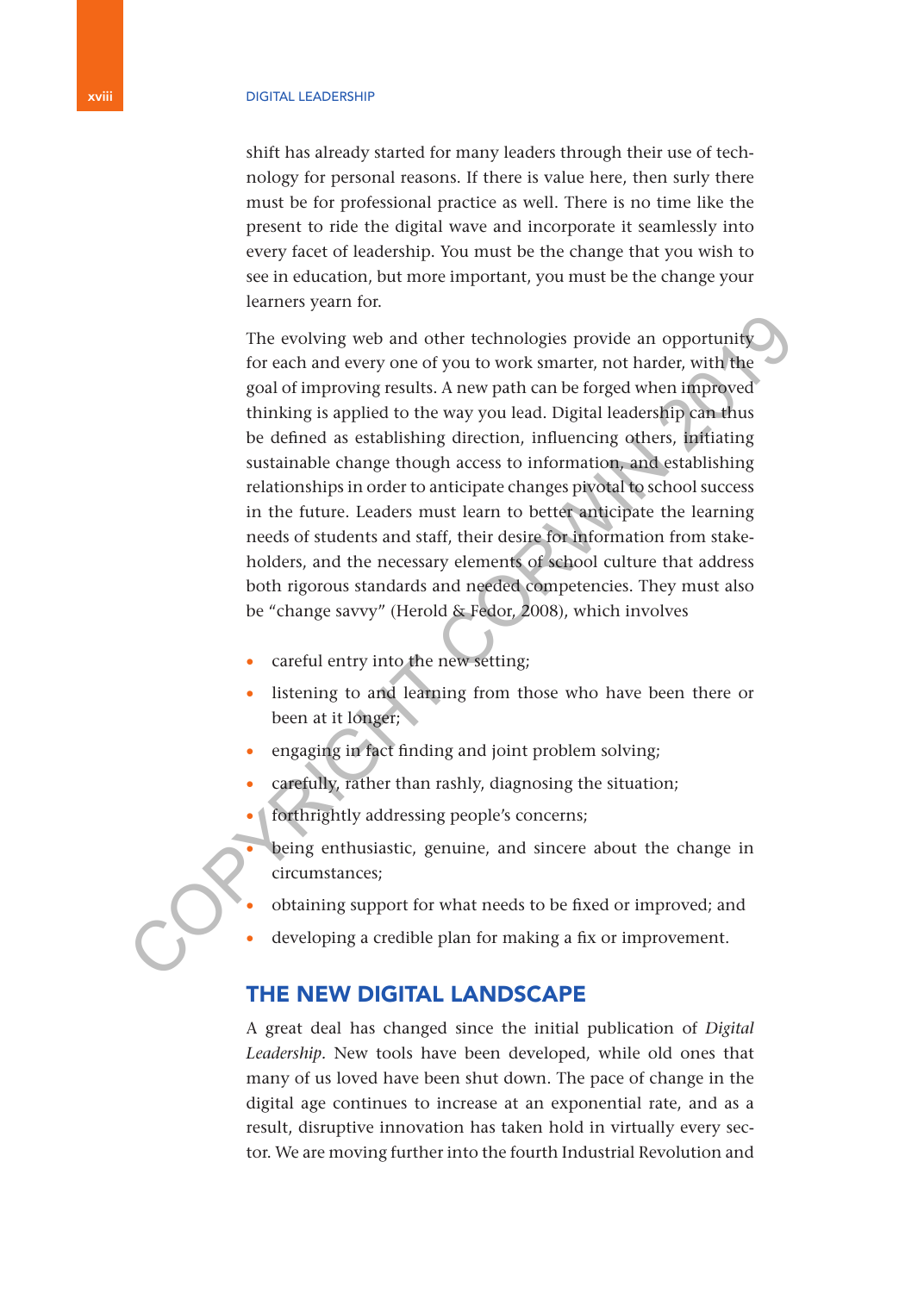shift has already started for many leaders through their use of technology for personal reasons. If there is value here, then surly there must be for professional practice as well. There is no time like the present to ride the digital wave and incorporate it seamlessly into every facet of leadership. You must be the change that you wish to see in education, but more important, you must be the change your learners yearn for.

The evolving web and other technologies provide an opportunity for each and every one of you to work smarter, not harder, with the goal of improving results. A new path can be forged when improved thinking is applied to the way you lead. Digital leadership can thus be defined as establishing direction, influencing others, initiating sustainable change though access to information, and establishing relationships in order to anticipate changes pivotal to school success in the future. Leaders must learn to better anticipate the learning needs of students and staff, their desire for information from stakeholders, and the necessary elements of school culture that address both rigorous standards and needed competencies. They must also be "change savvy" (Herold & Fedor, 2008), which involves

- careful entry into the new setting;
- listening to and learning from those who have been there or been at it longer;
- engaging in fact finding and joint problem solving;
- carefully, rather than rashly, diagnosing the situation;
- forthrightly addressing people's concerns;
- being enthusiastic, genuine, and sincere about the change in circumstances;
- obtaining support for what needs to be fixed or improved; and
- developing a credible plan for making a fix or improvement.

## THE NEW DIGITAL LANDSCAPE

A great deal has changed since the initial publication of *Digital Leadership*. New tools have been developed, while old ones that many of us loved have been shut down. The pace of change in the digital age continues to increase at an exponential rate, and as a result, disruptive innovation has taken hold in virtually every sector. We are moving further into the fourth Industrial Revolution and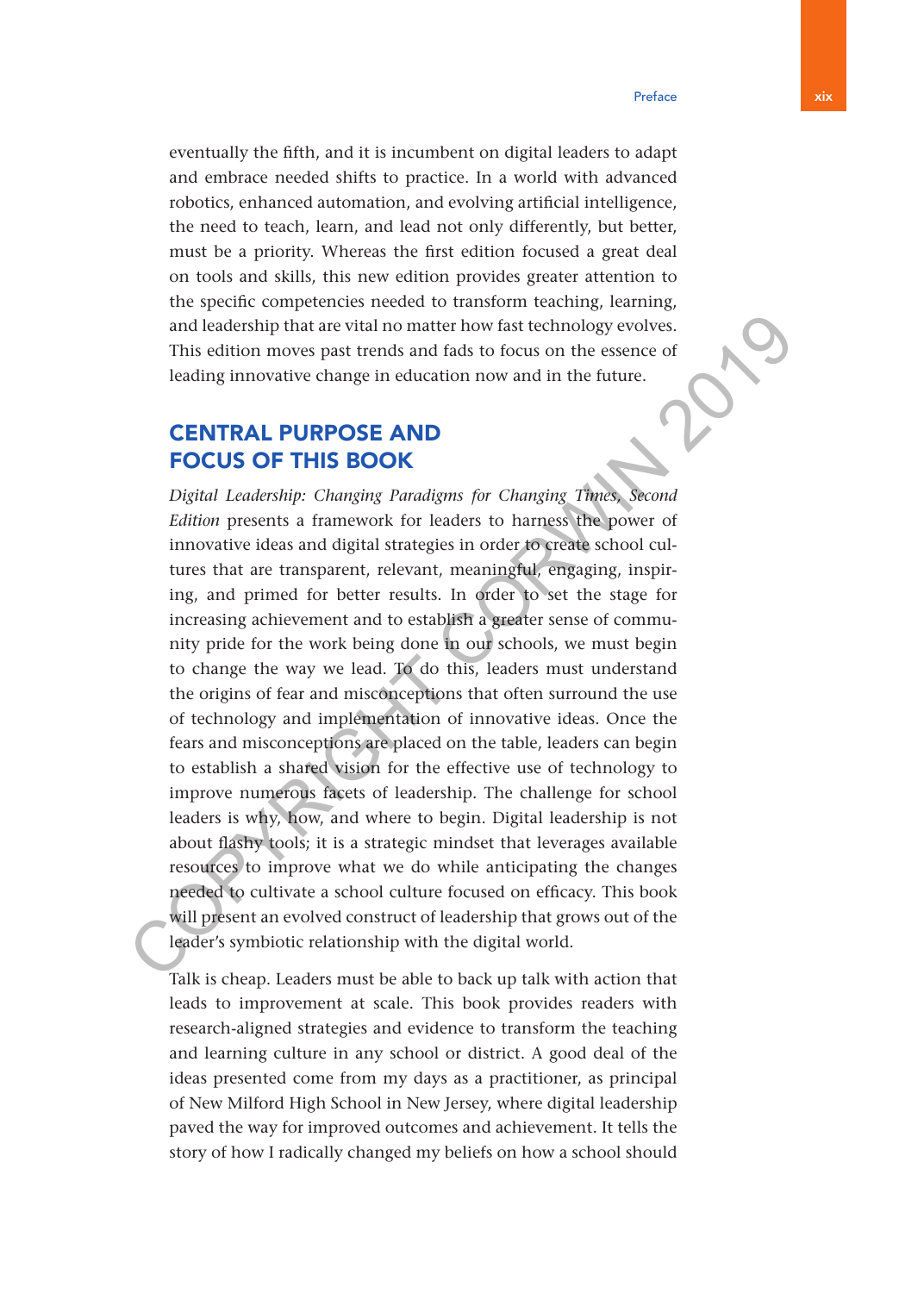eventually the fifth, and it is incumbent on digital leaders to adapt and embrace needed shifts to practice. In a world with advanced robotics, enhanced automation, and evolving artificial intelligence, the need to teach, learn, and lead not only differently, but better, must be a priority. Whereas the first edition focused a great deal on tools and skills, this new edition provides greater attention to the specific competencies needed to transform teaching, learning, and leadership that are vital no matter how fast technology evolves. This edition moves past trends and fads to focus on the essence of leading innovative change in education now and in the future.

## CENTRAL PURPOSE AND FOCUS OF THIS BOOK

*Digital Leadership: Changing Paradigms for Changing Times, Second Edition* presents a framework for leaders to harness the power of innovative ideas and digital strategies in order to create school cultures that are transparent, relevant, meaningful, engaging, inspiring, and primed for better results. In order to set the stage for increasing achievement and to establish a greater sense of community pride for the work being done in our schools, we must begin to change the way we lead. To do this, leaders must understand the origins of fear and misconceptions that often surround the use of technology and implementation of innovative ideas. Once the fears and misconceptions are placed on the table, leaders can begin to establish a shared vision for the effective use of technology to improve numerous facets of leadership. The challenge for school leaders is why, how, and where to begin. Digital leadership is not about flashy tools; it is a strategic mindset that leverages available resources to improve what we do while anticipating the changes needed to cultivate a school culture focused on efficacy. This book will present an evolved construct of leadership that grows out of the leader's symbiotic relationship with the digital world.

Talk is cheap. Leaders must be able to back up talk with action that leads to improvement at scale. This book provides readers with research-aligned strategies and evidence to transform the teaching and learning culture in any school or district. A good deal of the ideas presented come from my days as a practitioner, as principal of New Milford High School in New Jersey, where digital leadership paved the way for improved outcomes and achievement. It tells the story of how I radically changed my beliefs on how a school should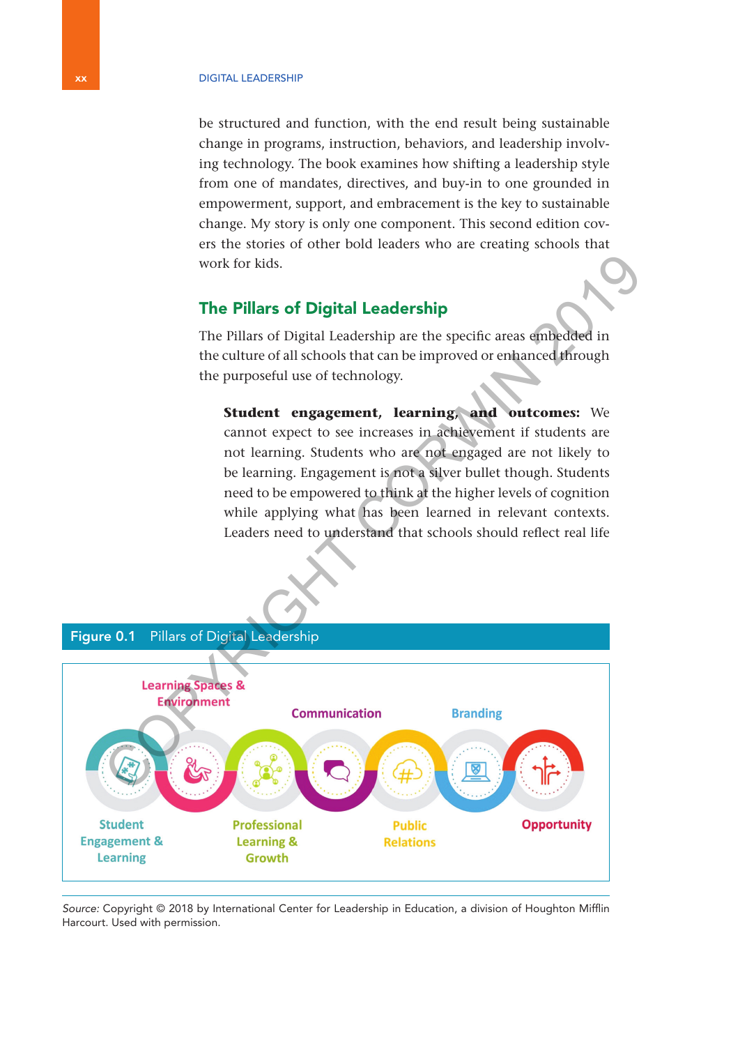be structured and function, with the end result being sustainable change in programs, instruction, behaviors, and leadership involving technology. The book examines how shifting a leadership style from one of mandates, directives, and buy-in to one grounded in empowerment, support, and embracement is the key to sustainable change. My story is only one component. This second edition covers the stories of other bold leaders who are creating schools that work for kids.

## The Pillars of Digital Leadership

The Pillars of Digital Leadership are the specific areas embedded in the culture of all schools that can be improved or enhanced through the purposeful use of technology.

> **Student engagement, learning, and outcomes:** We cannot expect to see increases in achievement if students are not learning. Students who are not engaged are not likely to be learning. Engagement is not a silver bullet though. Students need to be empowered to think at the higher levels of cognition while applying what has been learned in relevant contexts. Leaders need to understand that schools should reflect real life

**Figure 0.1** Pillars of Digital Leadership

Learning Spaces & Environment

Communication

Branding

Student Engagement & Learning

Professional Learning & Growth

Public Relations

Opportunity

*Source:* Copyright © 2018 by International Center for Leadership in Education, a division of Houghton Mifflin Harcourt. Used with permission.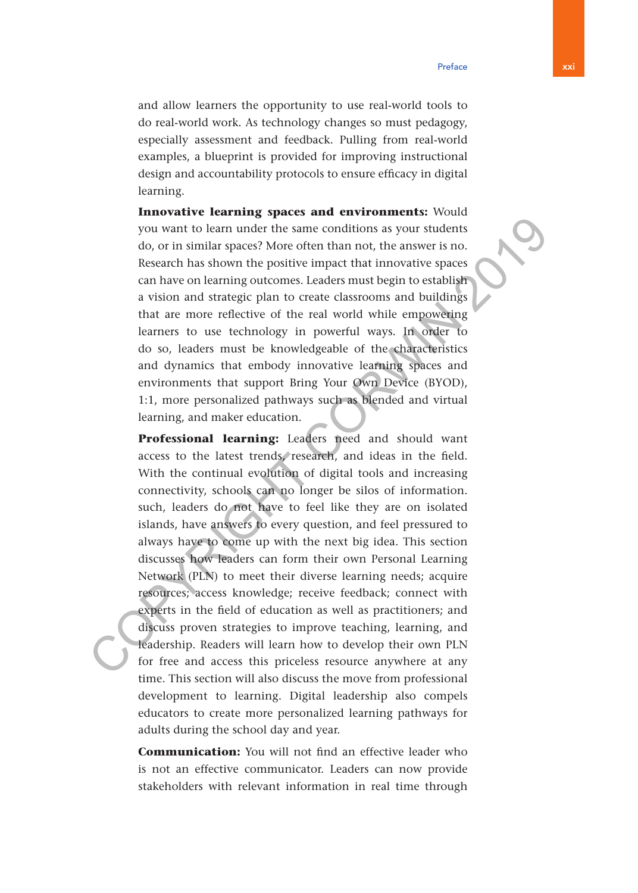and allow learners the opportunity to use real-world tools to do real-world work. As technology changes so must pedagogy, especially assessment and feedback. Pulling from real-world examples, a blueprint is provided for improving instructional design and accountability protocols to ensure efficacy in digital learning.

**Innovative learning spaces and environments:** Would you want to learn under the same conditions as your students do, or in similar spaces? More often than not, the answer is no. Research has shown the positive impact that innovative spaces can have on learning outcomes. Leaders must begin to establish a vision and strategic plan to create classrooms and buildings that are more reflective of the real world while empowering learners to use technology in powerful ways. In order to do so, leaders must be knowledgeable of the characteristics and dynamics that embody innovative learning spaces and environments that support Bring Your Own Device (BYOD), 1:1, more personalized pathways such as blended and virtual learning, and maker education.

**Professional learning:** Leaders need and should want access to the latest trends, research, and ideas in the field. With the continual evolution of digital tools and increasing connectivity, schools can no longer be silos of information. such, leaders do not have to feel like they are on isolated islands, have answers to every question, and feel pressured to always have to come up with the next big idea. This section discusses how leaders can form their own Personal Learning Network (PLN) to meet their diverse learning needs; acquire resources; access knowledge; receive feedback; connect with experts in the field of education as well as practitioners; and discuss proven strategies to improve teaching, learning, and leadership. Readers will learn how to develop their own PLN for free and access this priceless resource anywhere at any time. This section will also discuss the move from professional development to learning. Digital leadership also compels educators to create more personalized learning pathways for adults during the school day and year.

**Communication:** You will not find an effective leader who is not an effective communicator. Leaders can now provide stakeholders with relevant information in real time through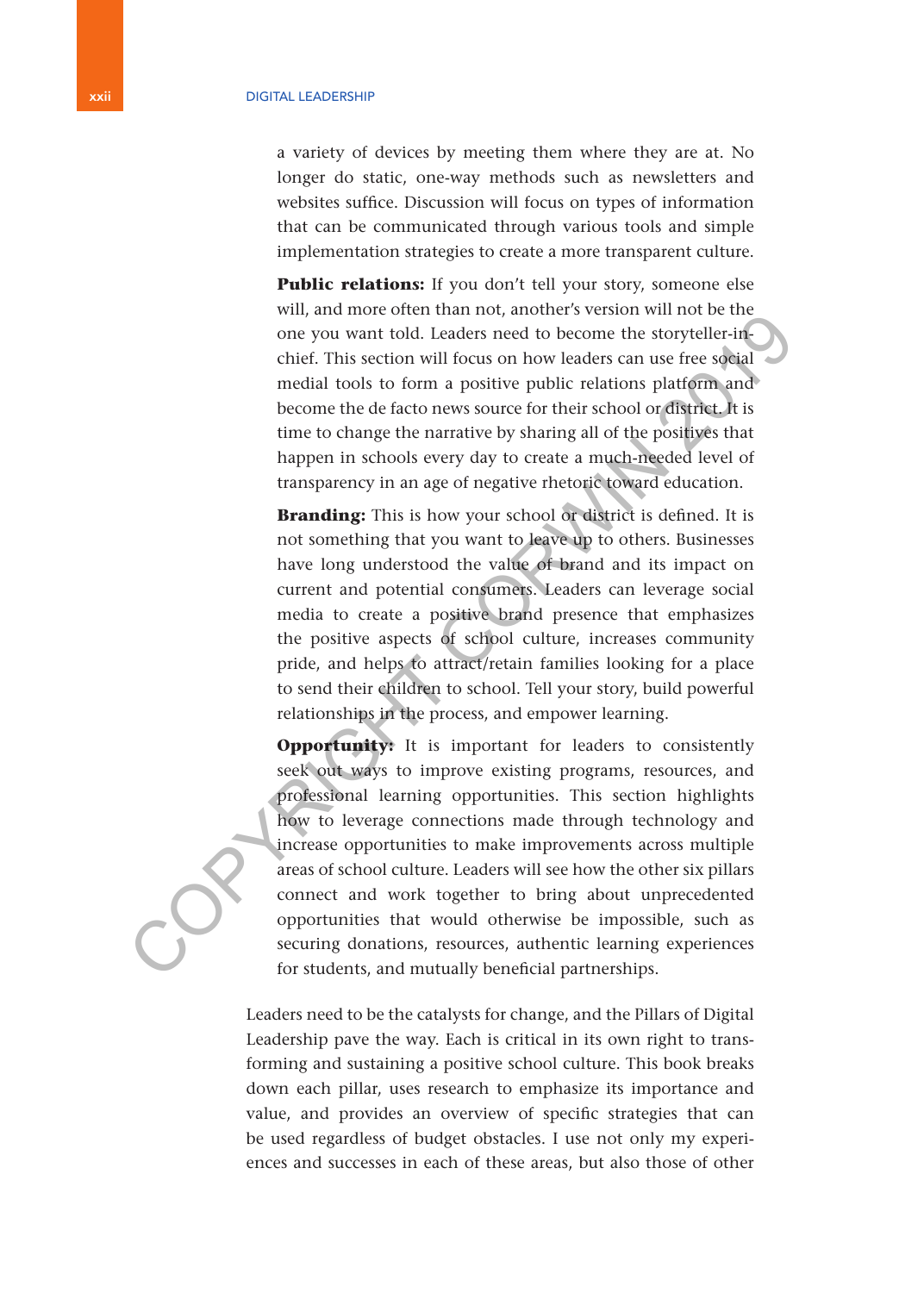a variety of devices by meeting them where they are at. No longer do static, one-way methods such as newsletters and websites suffice. Discussion will focus on types of information that can be communicated through various tools and simple implementation strategies to create a more transparent culture.

**Public relations:** If you don't tell your story, someone else will, and more often than not, another's version will not be the one you want told. Leaders need to become the storyteller-in-chief. This section will focus on how leaders can use free social medial tools to form a positive public relations platform and become the de facto news source for their school or district. It is time to change the narrative by sharing all of the positives that happen in schools every day to create a much-needed level of transparency in an age of negative rhetoric toward education.

**Branding:** This is how your school or district is defined. It is not something that you want to leave up to others. Businesses have long understood the value of brand and its impact on current and potential consumers. Leaders can leverage social media to create a positive brand presence that emphasizes the positive aspects of school culture, increases community pride, and helps to attract/retain families looking for a place to send their children to school. Tell your story, build powerful relationships in the process, and empower learning.

**Opportunity:** It is important for leaders to consistently seek out ways to improve existing programs, resources, and professional learning opportunities. This section highlights how to leverage connections made through technology and increase opportunities to make improvements across multiple areas of school culture. Leaders will see how the other six pillars connect and work together to bring about unprecedented opportunities that would otherwise be impossible, such as securing donations, resources, authentic learning experiences for students, and mutually beneficial partnerships.

Leaders need to be the catalysts for change, and the Pillars of Digital Leadership pave the way. Each is critical in its own right to transforming and sustaining a positive school culture. This book breaks down each pillar, uses research to emphasize its importance and value, and provides an overview of specific strategies that can be used regardless of budget obstacles. I use not only my experiences and successes in each of these areas, but also those of other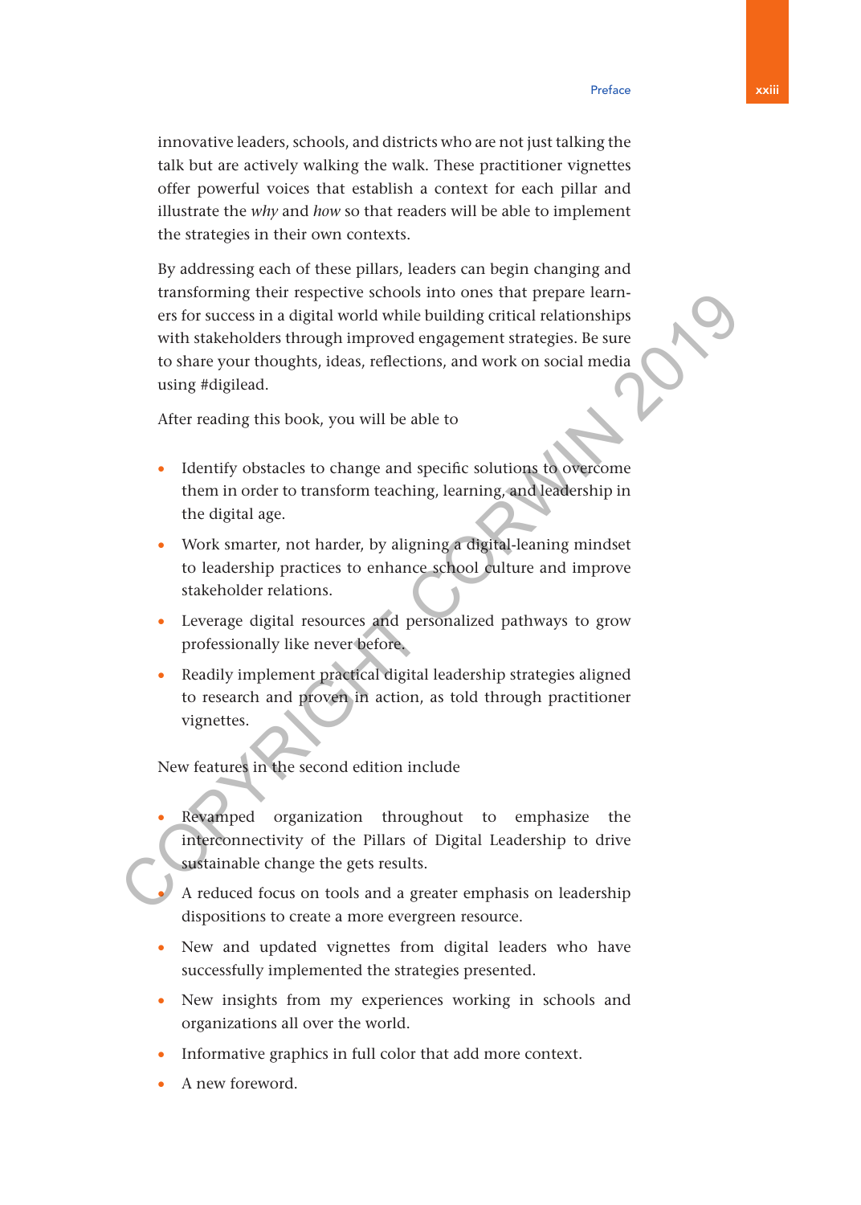innovative leaders, schools, and districts who are not just talking the talk but are actively walking the walk. These practitioner vignettes offer powerful voices that establish a context for each pillar and illustrate the *why* and *how* so that readers will be able to implement the strategies in their own contexts.

By addressing each of these pillars, leaders can begin changing and transforming their respective schools into ones that prepare learners for success in a digital world while building critical relationships with stakeholders through improved engagement strategies. Be sure to share your thoughts, ideas, reflections, and work on social media using #digilead.

After reading this book, you will be able to

- Identify obstacles to change and specific solutions to overcome them in order to transform teaching, learning, and leadership in the digital age.
- Work smarter, not harder, by aligning a digital-leaning mindset to leadership practices to enhance school culture and improve stakeholder relations.
- Leverage digital resources and personalized pathways to grow professionally like never before.
- Readily implement practical digital leadership strategies aligned to research and proven in action, as told through practitioner vignettes.

New features in the second edition include

- Revamped organization throughout to emphasize the interconnectivity of the Pillars of Digital Leadership to drive sustainable change the gets results.
- A reduced focus on tools and a greater emphasis on leadership dispositions to create a more evergreen resource.
- New and updated vignettes from digital leaders who have successfully implemented the strategies presented.
- New insights from my experiences working in schools and organizations all over the world.
- Informative graphics in full color that add more context.
- A new foreword.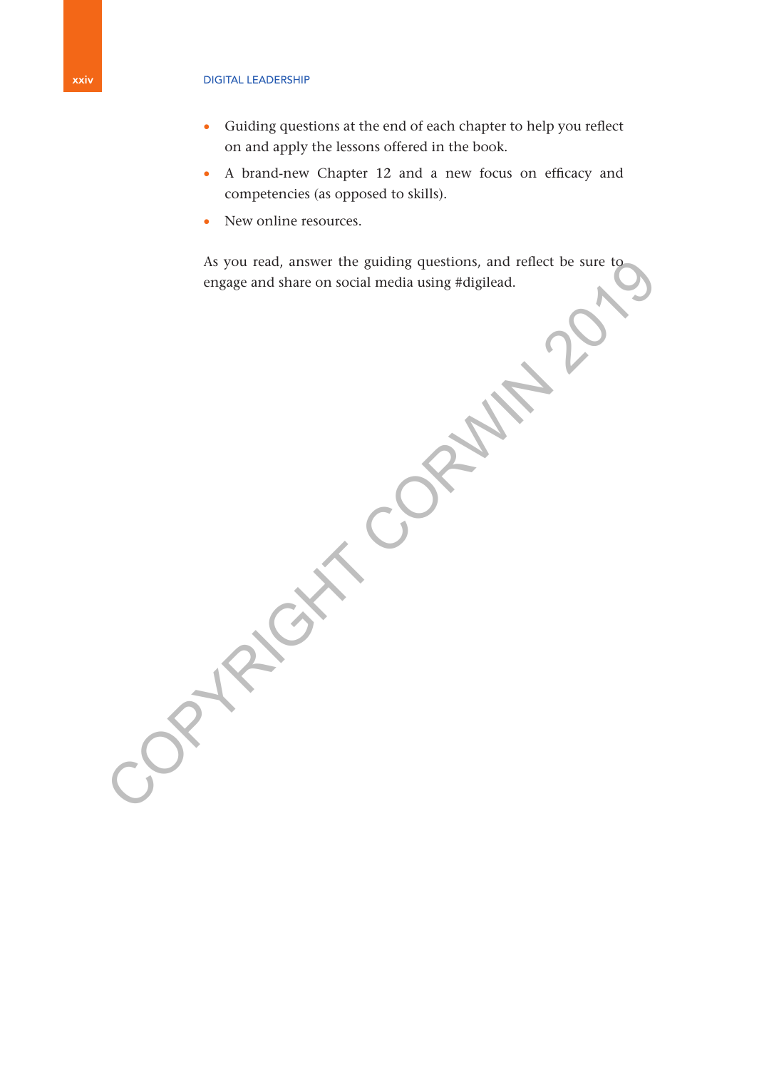- Guiding questions at the end of each chapter to help you reflect on and apply the lessons offered in the book.
- A brand-new Chapter 12 and a new focus on efficacy and competencies (as opposed to skills).
- New online resources.

As you read, answer the guiding questions, and reflect be sure to engage and share on social media using #digilead.